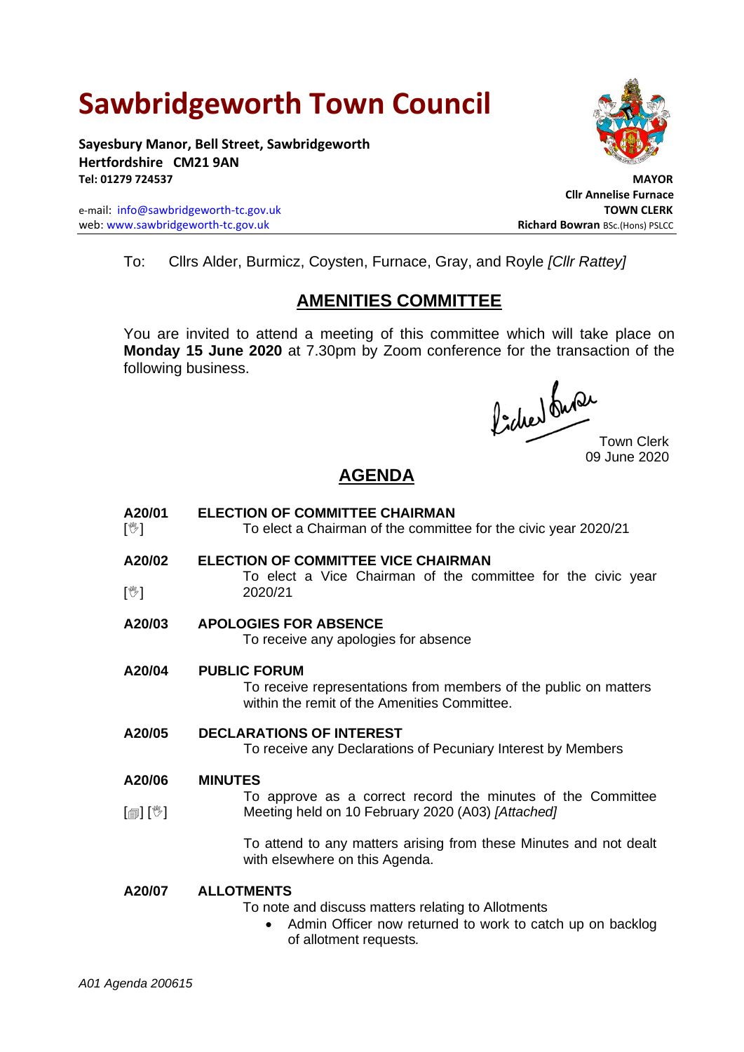# Sawbridgeworth Town Council

**Sayesbury Manor, Bell Street, Sawbridgeworth**
**Hertfordshire CM21 9AN**
**Tel: 01279 724537**

e-mail: info@sawbridgeworth-tc.gov.uk
web: www.sawbridgeworth-tc.gov.uk

**MAYOR**
**Cllr Annelise Furnace**
**TOWN CLERK**
**Richard Bowran** BSc.(Hons) PSLCC

To: Cllrs Alder, Burmicz, Coysten, Furnace, Gray, and Royle *[Cllr Rattey]*

## AMENITIES COMMITTEE

You are invited to attend a meeting of this committee which will take place on **Monday 15 June 2020** at 7.30pm by Zoom conference for the transaction of the following business.

Town Clerk
09 June 2020

## AGENDA

**A20/01** [✋] **ELECTION OF COMMITTEE CHAIRMAN**
To elect a Chairman of the committee for the civic year 2020/21

**A20/02** [✋] **ELECTION OF COMMITTEE VICE CHAIRMAN**
To elect a Vice Chairman of the committee for the civic year 2020/21

**A20/03** **APOLOGIES FOR ABSENCE**
To receive any apologies for absence

**A20/04** **PUBLIC FORUM**
To receive representations from members of the public on matters within the remit of the Amenities Committee.

**A20/05** **DECLARATIONS OF INTEREST**
To receive any Declarations of Pecuniary Interest by Members

**A20/06** [▤] [✋] **MINUTES**
To approve as a correct record the minutes of the Committee Meeting held on 10 February 2020 (A03) *[Attached]*

To attend to any matters arising from these Minutes and not dealt with elsewhere on this Agenda.

**A20/07** **ALLOTMENTS**
To note and discuss matters relating to Allotments

- Admin Officer now returned to work to catch up on backlog of allotment requests.

*A01 Agenda 200615*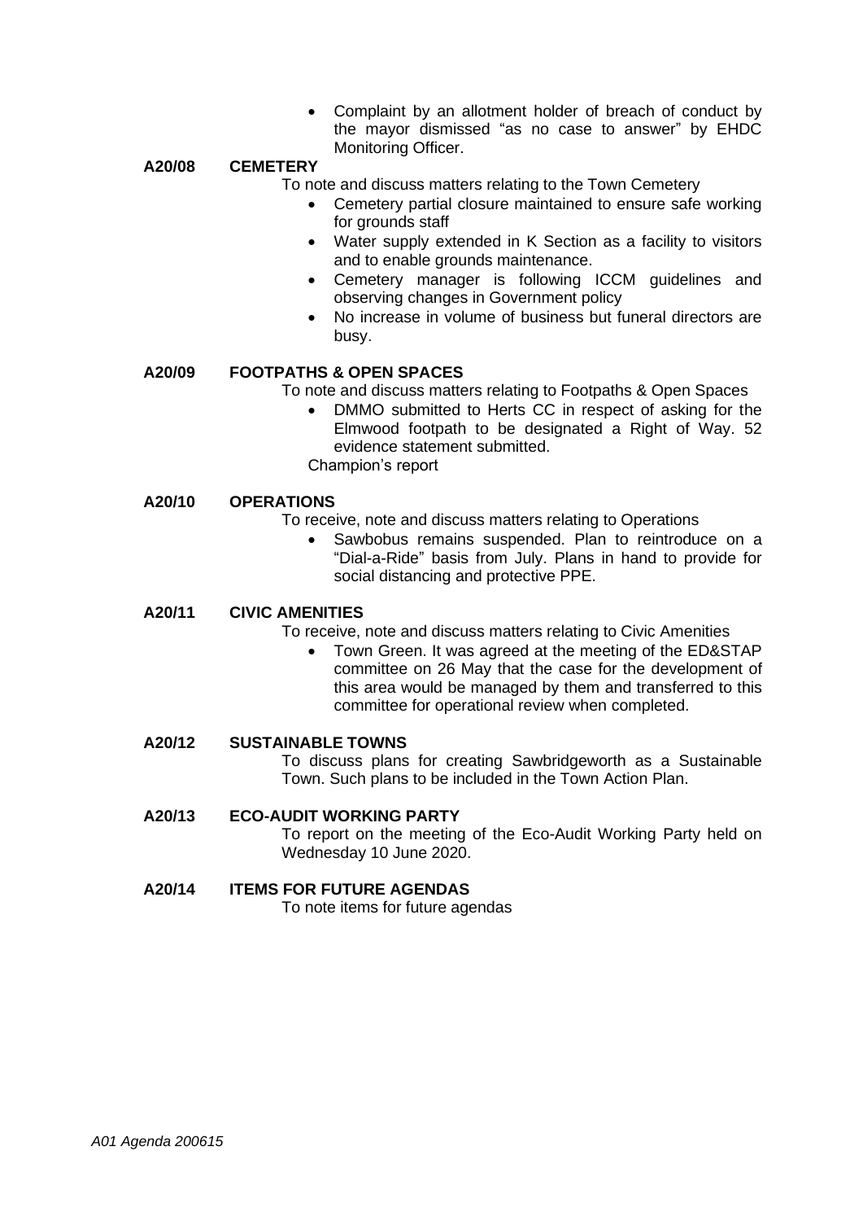- Complaint by an allotment holder of breach of conduct by the mayor dismissed "as no case to answer" by EHDC Monitoring Officer.

**A20/08 CEMETERY**

To note and discuss matters relating to the Town Cemetery

- Cemetery partial closure maintained to ensure safe working for grounds staff
- Water supply extended in K Section as a facility to visitors and to enable grounds maintenance.
- Cemetery manager is following ICCM guidelines and observing changes in Government policy
- No increase in volume of business but funeral directors are busy.

**A20/09 FOOTPATHS & OPEN SPACES**

To note and discuss matters relating to Footpaths & Open Spaces

- DMMO submitted to Herts CC in respect of asking for the Elmwood footpath to be designated a Right of Way. 52 evidence statement submitted.

Champion's report

**A20/10 OPERATIONS**

To receive, note and discuss matters relating to Operations

- Sawbobus remains suspended. Plan to reintroduce on a "Dial-a-Ride" basis from July. Plans in hand to provide for social distancing and protective PPE.

**A20/11 CIVIC AMENITIES**

To receive, note and discuss matters relating to Civic Amenities

- Town Green. It was agreed at the meeting of the ED&STAP committee on 26 May that the case for the development of this area would be managed by them and transferred to this committee for operational review when completed.

**A20/12 SUSTAINABLE TOWNS**

To discuss plans for creating Sawbridgeworth as a Sustainable Town. Such plans to be included in the Town Action Plan.

**A20/13 ECO-AUDIT WORKING PARTY**

To report on the meeting of the Eco-Audit Working Party held on Wednesday 10 June 2020.

**A20/14 ITEMS FOR FUTURE AGENDAS**

To note items for future agendas